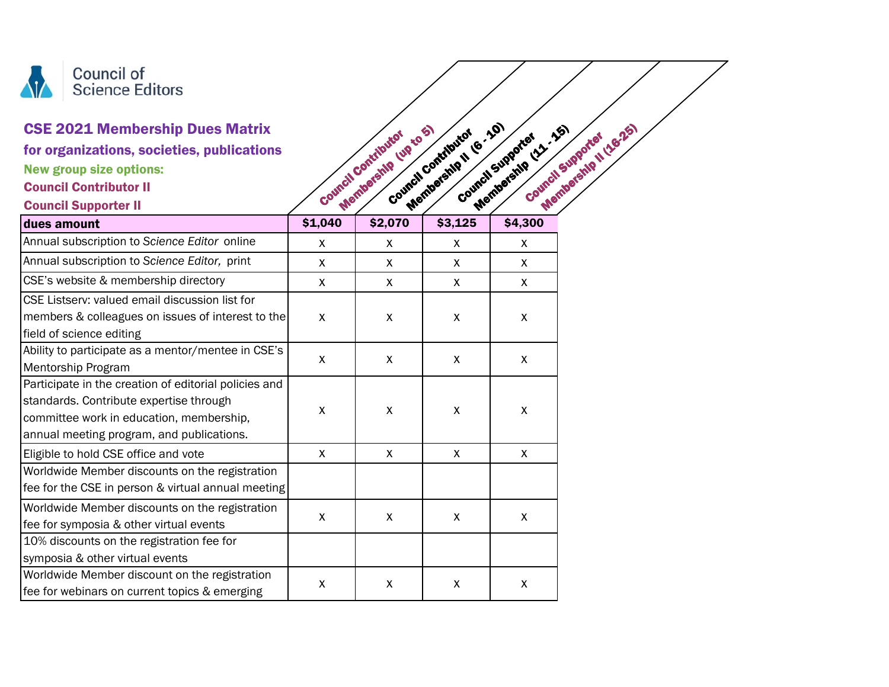Council of Science Editors

# CSE 2021 Membership Dues Matrix

## for organizations, societies, publications

**New group size options:**

**Council Contributor II**

**Council Supporter II**

| | Council Contributor Membership (up to 5) | Council Contributor Membership II (6 - 10) | Council Supporter Membership (11 - 15) | Council Supporter Membership II (16-25) |
|---|---|---|---|---|
| **dues amount** | **$1,040** | **$2,070** | **$3,125** | **$4,300** |
| Annual subscription to *Science Editor* online | x | x | x | x |
| Annual subscription to *Science Editor,* print | x | x | x | x |
| CSE's website & membership directory | x | x | x | x |
| CSE Listserv: valued email discussion list for members & colleagues on issues of interest to the field of science editing | x | x | x | x |
| Ability to participate as a mentor/mentee in CSE's Mentorship Program | x | x | x | x |
| Participate in the creation of editorial policies and standards. Contribute expertise through committee work in education, membership, annual meeting program, and publications. | x | x | x | x |
| Eligible to hold CSE office and vote | x | x | x | x |
| Worldwide Member discounts on the registration fee for the CSE in person & virtual annual meeting | | | | |
| Worldwide Member discounts on the registration fee for symposia & other virtual events | x | x | x | x |
| 10% discounts on the registration fee for symposia & other virtual events | | | | |
| Worldwide Member discount on the registration fee for webinars on current topics & emerging | x | x | x | x |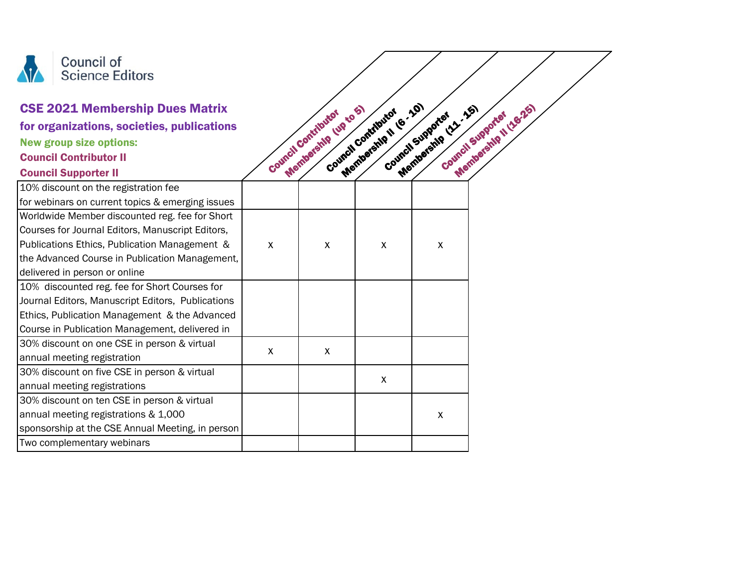Council of Science Editors

# CSE 2021 Membership Dues Matrix

## for organizations, societies, publications

**New group size options:**

**Council Contributor II**

**Council Supporter II**

| | Council Contributor Membership (up to 5) | Council Contributor Membership II (6 - 10) | Council Supporter Membership (11 - 15) | Council Supporter Membership II (16-25) |
|---|---|---|---|---|
| 10% discount on the registration fee for webinars on current topics & emerging issues | | | | |
| Worldwide Member discounted reg. fee for Short Courses for Journal Editors, Manuscript Editors, Publications Ethics, Publication Management & the Advanced Course in Publication Management, delivered in person or online | x | x | x | x |
| 10% discounted reg. fee for Short Courses for Journal Editors, Manuscript Editors, Publications Ethics, Publication Management & the Advanced Course in Publication Management, delivered in | | | | |
| 30% discount on one CSE in person & virtual annual meeting registration | x | x | | |
| 30% discount on five CSE in person & virtual annual meeting registrations | | | x | |
| 30% discount on ten CSE in person & virtual annual meeting registrations & 1,000 sponsorship at the CSE Annual Meeting, in person | | | | x |
| Two complementary webinars | | | | |